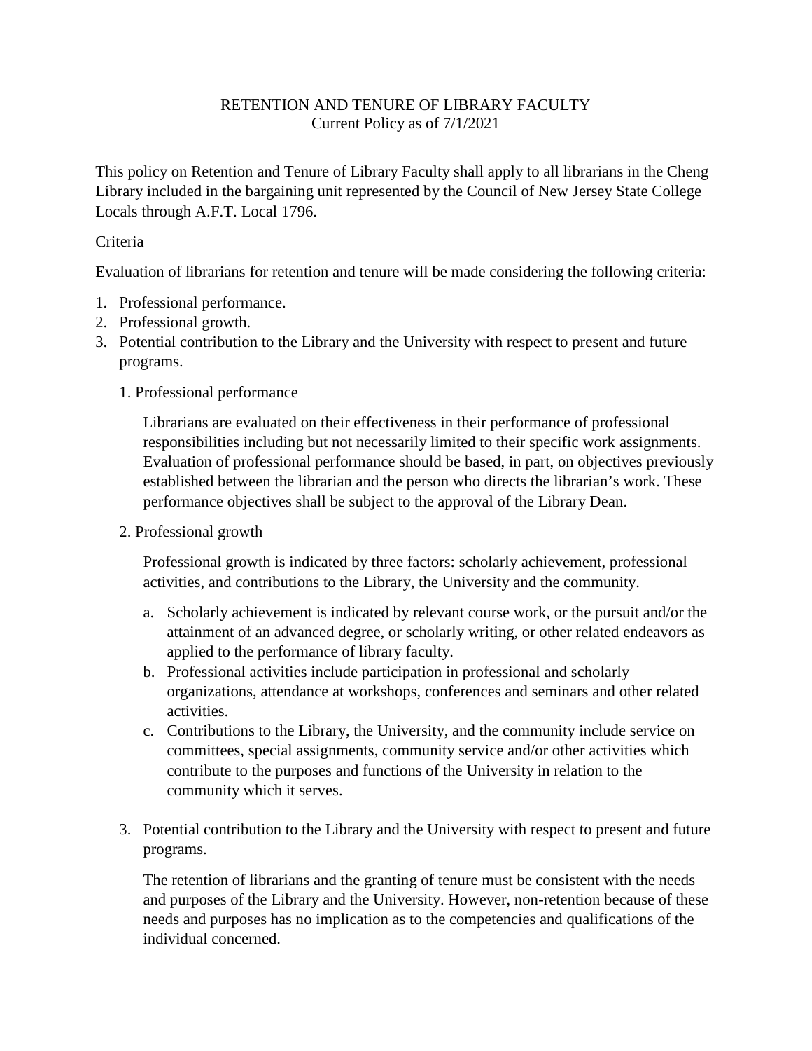# RETENTION AND TENURE OF LIBRARY FACULTY

Current Policy as of 7/1/2021

This policy on Retention and Tenure of Library Faculty shall apply to all librarians in the Cheng Library included in the bargaining unit represented by the Council of New Jersey State College Locals through A.F.T. Local 1796.

## Criteria

Evaluation of librarians for retention and tenure will be made considering the following criteria:

1. Professional performance.
2. Professional growth.
3. Potential contribution to the Library and the University with respect to present and future programs.

### 1. Professional performance

Librarians are evaluated on their effectiveness in their performance of professional responsibilities including but not necessarily limited to their specific work assignments. Evaluation of professional performance should be based, in part, on objectives previously established between the librarian and the person who directs the librarian's work. These performance objectives shall be subject to the approval of the Library Dean.

### 2. Professional growth

Professional growth is indicated by three factors: scholarly achievement, professional activities, and contributions to the Library, the University and the community.

a. Scholarly achievement is indicated by relevant course work, or the pursuit and/or the attainment of an advanced degree, or scholarly writing, or other related endeavors as applied to the performance of library faculty.

b. Professional activities include participation in professional and scholarly organizations, attendance at workshops, conferences and seminars and other related activities.

c. Contributions to the Library, the University, and the community include service on committees, special assignments, community service and/or other activities which contribute to the purposes and functions of the University in relation to the community which it serves.

### 3. Potential contribution to the Library and the University with respect to present and future programs.

The retention of librarians and the granting of tenure must be consistent with the needs and purposes of the Library and the University. However, non-retention because of these needs and purposes has no implication as to the competencies and qualifications of the individual concerned.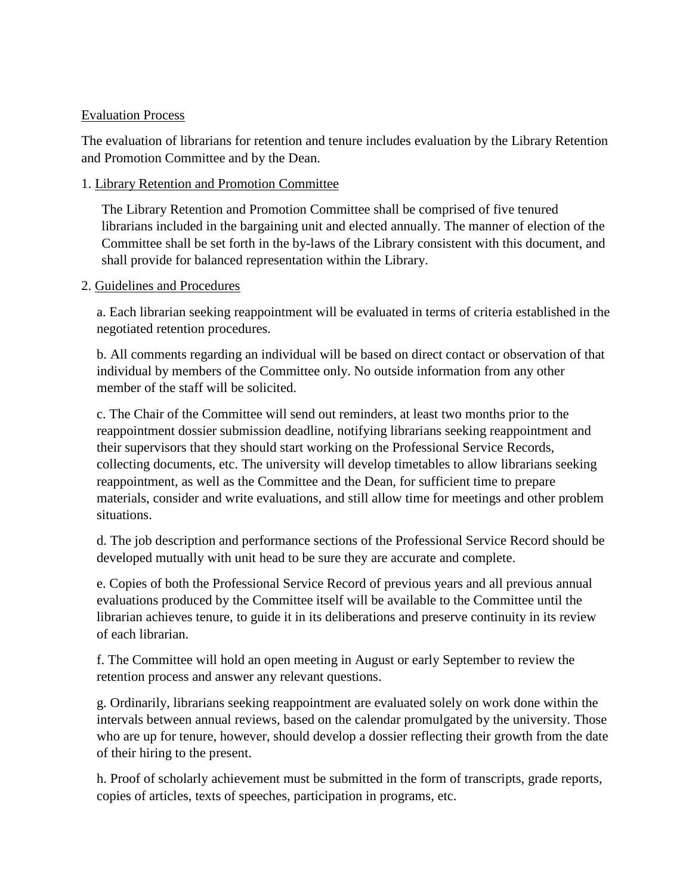Evaluation Process

The evaluation of librarians for retention and tenure includes evaluation by the Library Retention and Promotion Committee and by the Dean.

1. Library Retention and Promotion Committee

   The Library Retention and Promotion Committee shall be comprised of five tenured librarians included in the bargaining unit and elected annually. The manner of election of the Committee shall be set forth in the by-laws of the Library consistent with this document, and shall provide for balanced representation within the Library.

2. Guidelines and Procedures

   a. Each librarian seeking reappointment will be evaluated in terms of criteria established in the negotiated retention procedures.

   b. All comments regarding an individual will be based on direct contact or observation of that individual by members of the Committee only. No outside information from any other member of the staff will be solicited.

   c. The Chair of the Committee will send out reminders, at least two months prior to the reappointment dossier submission deadline, notifying librarians seeking reappointment and their supervisors that they should start working on the Professional Service Records, collecting documents, etc. The university will develop timetables to allow librarians seeking reappointment, as well as the Committee and the Dean, for sufficient time to prepare materials, consider and write evaluations, and still allow time for meetings and other problem situations.

   d. The job description and performance sections of the Professional Service Record should be developed mutually with unit head to be sure they are accurate and complete.

   e. Copies of both the Professional Service Record of previous years and all previous annual evaluations produced by the Committee itself will be available to the Committee until the librarian achieves tenure, to guide it in its deliberations and preserve continuity in its review of each librarian.

   f. The Committee will hold an open meeting in August or early September to review the retention process and answer any relevant questions.

   g. Ordinarily, librarians seeking reappointment are evaluated solely on work done within the intervals between annual reviews, based on the calendar promulgated by the university. Those who are up for tenure, however, should develop a dossier reflecting their growth from the date of their hiring to the present.

   h. Proof of scholarly achievement must be submitted in the form of transcripts, grade reports, copies of articles, texts of speeches, participation in programs, etc.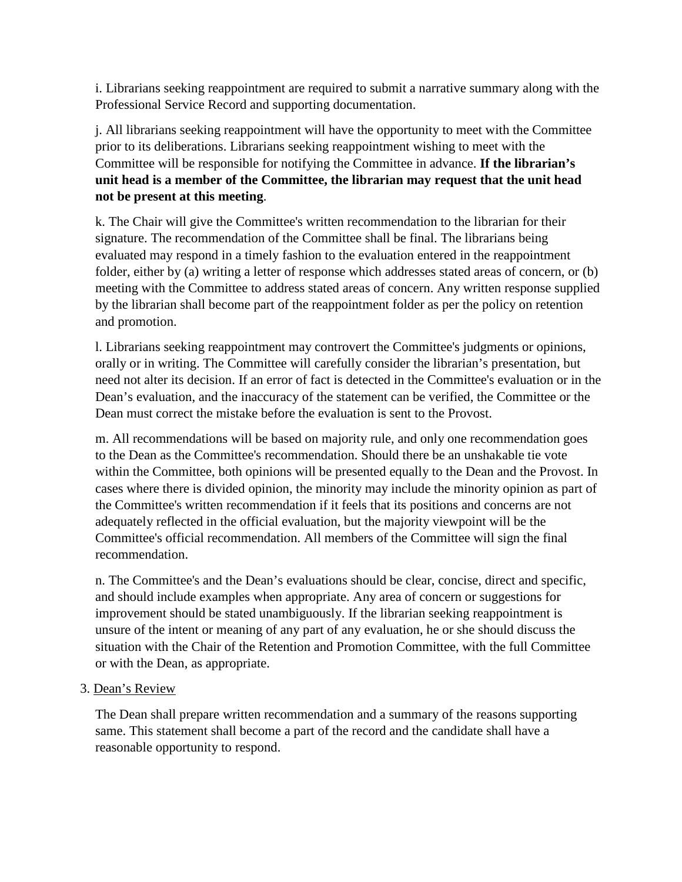i. Librarians seeking reappointment are required to submit a narrative summary along with the Professional Service Record and supporting documentation.

j. All librarians seeking reappointment will have the opportunity to meet with the Committee prior to its deliberations. Librarians seeking reappointment wishing to meet with the Committee will be responsible for notifying the Committee in advance. **If the librarian's unit head is a member of the Committee, the librarian may request that the unit head not be present at this meeting**.

k. The Chair will give the Committee's written recommendation to the librarian for their signature. The recommendation of the Committee shall be final. The librarians being evaluated may respond in a timely fashion to the evaluation entered in the reappointment folder, either by (a) writing a letter of response which addresses stated areas of concern, or (b) meeting with the Committee to address stated areas of concern. Any written response supplied by the librarian shall become part of the reappointment folder as per the policy on retention and promotion.

l. Librarians seeking reappointment may controvert the Committee's judgments or opinions, orally or in writing. The Committee will carefully consider the librarian's presentation, but need not alter its decision. If an error of fact is detected in the Committee's evaluation or in the Dean's evaluation, and the inaccuracy of the statement can be verified, the Committee or the Dean must correct the mistake before the evaluation is sent to the Provost.

m. All recommendations will be based on majority rule, and only one recommendation goes to the Dean as the Committee's recommendation. Should there be an unshakable tie vote within the Committee, both opinions will be presented equally to the Dean and the Provost. In cases where there is divided opinion, the minority may include the minority opinion as part of the Committee's written recommendation if it feels that its positions and concerns are not adequately reflected in the official evaluation, but the majority viewpoint will be the Committee's official recommendation. All members of the Committee will sign the final recommendation.

n. The Committee's and the Dean's evaluations should be clear, concise, direct and specific, and should include examples when appropriate. Any area of concern or suggestions for improvement should be stated unambiguously. If the librarian seeking reappointment is unsure of the intent or meaning of any part of any evaluation, he or she should discuss the situation with the Chair of the Retention and Promotion Committee, with the full Committee or with the Dean, as appropriate.

3. Dean's Review

The Dean shall prepare written recommendation and a summary of the reasons supporting same. This statement shall become a part of the record and the candidate shall have a reasonable opportunity to respond.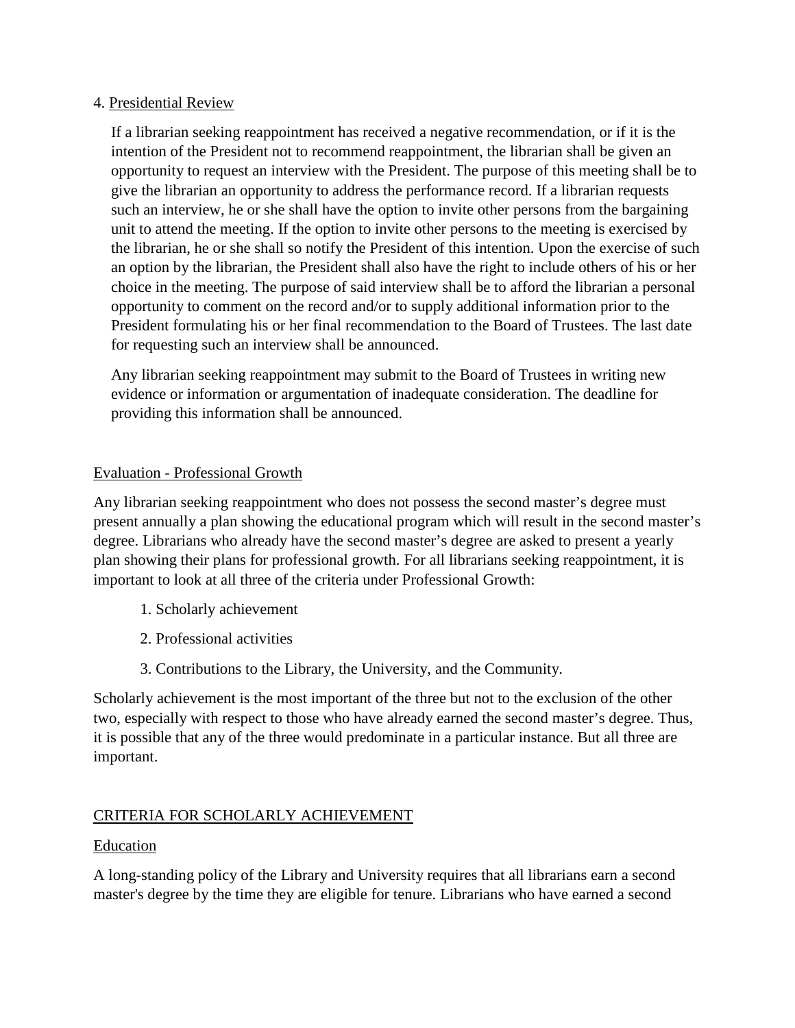4. Presidential Review

If a librarian seeking reappointment has received a negative recommendation, or if it is the intention of the President not to recommend reappointment, the librarian shall be given an opportunity to request an interview with the President. The purpose of this meeting shall be to give the librarian an opportunity to address the performance record. If a librarian requests such an interview, he or she shall have the option to invite other persons from the bargaining unit to attend the meeting. If the option to invite other persons to the meeting is exercised by the librarian, he or she shall so notify the President of this intention. Upon the exercise of such an option by the librarian, the President shall also have the right to include others of his or her choice in the meeting. The purpose of said interview shall be to afford the librarian a personal opportunity to comment on the record and/or to supply additional information prior to the President formulating his or her final recommendation to the Board of Trustees. The last date for requesting such an interview shall be announced.

Any librarian seeking reappointment may submit to the Board of Trustees in writing new evidence or information or argumentation of inadequate consideration. The deadline for providing this information shall be announced.

## Evaluation - Professional Growth

Any librarian seeking reappointment who does not possess the second master's degree must present annually a plan showing the educational program which will result in the second master's degree. Librarians who already have the second master's degree are asked to present a yearly plan showing their plans for professional growth. For all librarians seeking reappointment, it is important to look at all three of the criteria under Professional Growth:

1. Scholarly achievement
2. Professional activities
3. Contributions to the Library, the University, and the Community.

Scholarly achievement is the most important of the three but not to the exclusion of the other two, especially with respect to those who have already earned the second master's degree. Thus, it is possible that any of the three would predominate in a particular instance. But all three are important.

## CRITERIA FOR SCHOLARLY ACHIEVEMENT

### Education

A long-standing policy of the Library and University requires that all librarians earn a second master's degree by the time they are eligible for tenure. Librarians who have earned a second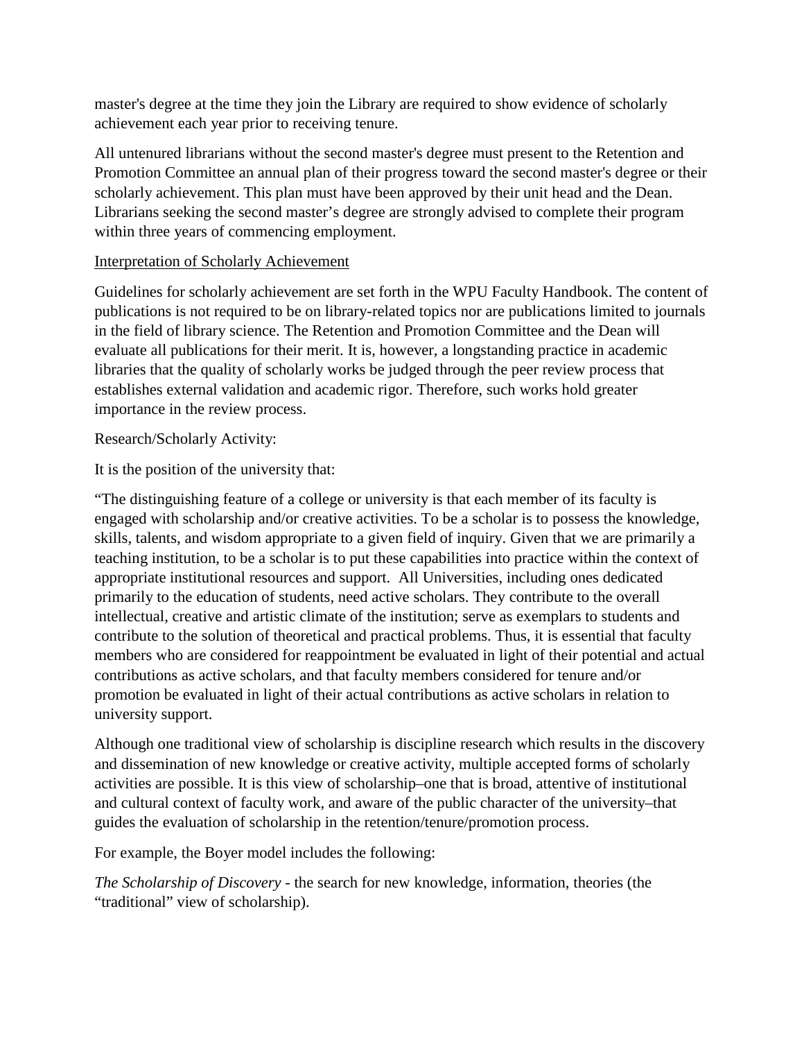master's degree at the time they join the Library are required to show evidence of scholarly achievement each year prior to receiving tenure.

All untenured librarians without the second master's degree must present to the Retention and Promotion Committee an annual plan of their progress toward the second master's degree or their scholarly achievement. This plan must have been approved by their unit head and the Dean. Librarians seeking the second master's degree are strongly advised to complete their program within three years of commencing employment.

<u>Interpretation of Scholarly Achievement</u>

Guidelines for scholarly achievement are set forth in the WPU Faculty Handbook. The content of publications is not required to be on library-related topics nor are publications limited to journals in the field of library science. The Retention and Promotion Committee and the Dean will evaluate all publications for their merit. It is, however, a longstanding practice in academic libraries that the quality of scholarly works be judged through the peer review process that establishes external validation and academic rigor. Therefore, such works hold greater importance in the review process.

Research/Scholarly Activity:

It is the position of the university that:

"The distinguishing feature of a college or university is that each member of its faculty is engaged with scholarship and/or creative activities. To be a scholar is to possess the knowledge, skills, talents, and wisdom appropriate to a given field of inquiry. Given that we are primarily a teaching institution, to be a scholar is to put these capabilities into practice within the context of appropriate institutional resources and support. All Universities, including ones dedicated primarily to the education of students, need active scholars. They contribute to the overall intellectual, creative and artistic climate of the institution; serve as exemplars to students and contribute to the solution of theoretical and practical problems. Thus, it is essential that faculty members who are considered for reappointment be evaluated in light of their potential and actual contributions as active scholars, and that faculty members considered for tenure and/or promotion be evaluated in light of their actual contributions as active scholars in relation to university support.

Although one traditional view of scholarship is discipline research which results in the discovery and dissemination of new knowledge or creative activity, multiple accepted forms of scholarly activities are possible. It is this view of scholarship–one that is broad, attentive of institutional and cultural context of faculty work, and aware of the public character of the university–that guides the evaluation of scholarship in the retention/tenure/promotion process.

For example, the Boyer model includes the following:

*The Scholarship of Discovery* - the search for new knowledge, information, theories (the "traditional" view of scholarship).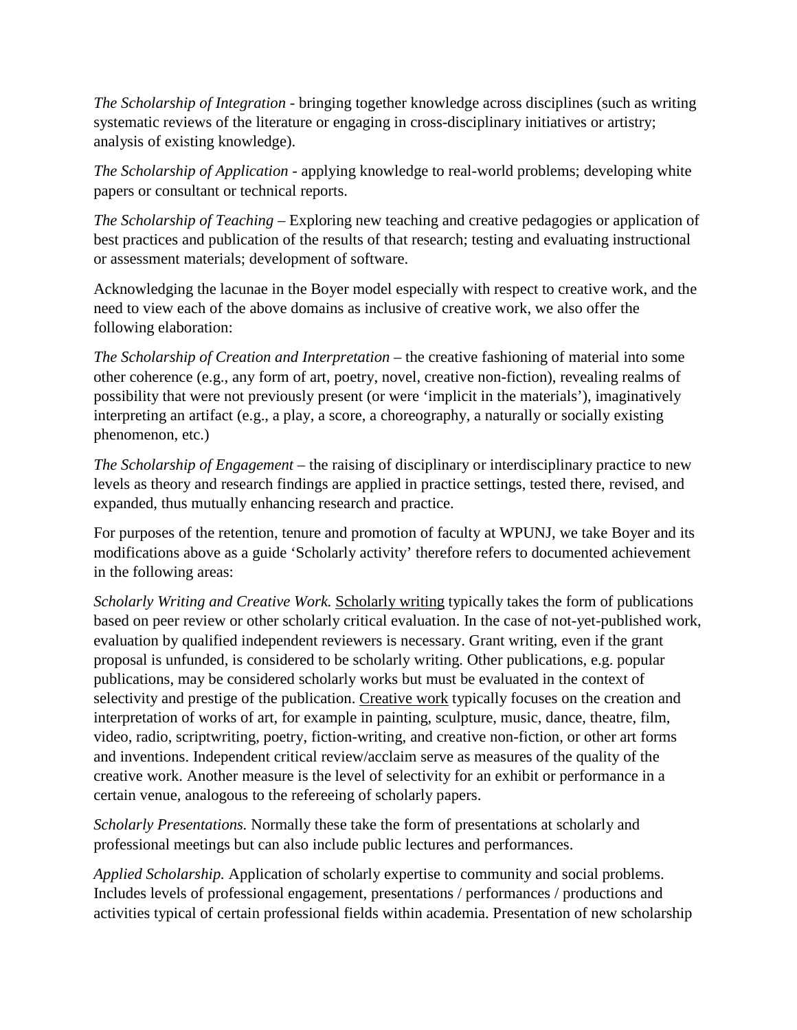*The Scholarship of Integration* - bringing together knowledge across disciplines (such as writing systematic reviews of the literature or engaging in cross-disciplinary initiatives or artistry; analysis of existing knowledge).

*The Scholarship of Application* - applying knowledge to real-world problems; developing white papers or consultant or technical reports.

*The Scholarship of Teaching* – Exploring new teaching and creative pedagogies or application of best practices and publication of the results of that research; testing and evaluating instructional or assessment materials; development of software.

Acknowledging the lacunae in the Boyer model especially with respect to creative work, and the need to view each of the above domains as inclusive of creative work, we also offer the following elaboration:

*The Scholarship of Creation and Interpretation* – the creative fashioning of material into some other coherence (e.g., any form of art, poetry, novel, creative non-fiction), revealing realms of possibility that were not previously present (or were 'implicit in the materials'), imaginatively interpreting an artifact (e.g., a play, a score, a choreography, a naturally or socially existing phenomenon, etc.)

*The Scholarship of Engagement* – the raising of disciplinary or interdisciplinary practice to new levels as theory and research findings are applied in practice settings, tested there, revised, and expanded, thus mutually enhancing research and practice.

For purposes of the retention, tenure and promotion of faculty at WPUNJ, we take Boyer and its modifications above as a guide 'Scholarly activity' therefore refers to documented achievement in the following areas:

*Scholarly Writing and Creative Work.* <u>Scholarly writing</u> typically takes the form of publications based on peer review or other scholarly critical evaluation. In the case of not-yet-published work, evaluation by qualified independent reviewers is necessary. Grant writing, even if the grant proposal is unfunded, is considered to be scholarly writing. Other publications, e.g. popular publications, may be considered scholarly works but must be evaluated in the context of selectivity and prestige of the publication. <u>Creative work</u> typically focuses on the creation and interpretation of works of art, for example in painting, sculpture, music, dance, theatre, film, video, radio, scriptwriting, poetry, fiction-writing, and creative non-fiction, or other art forms and inventions. Independent critical review/acclaim serve as measures of the quality of the creative work. Another measure is the level of selectivity for an exhibit or performance in a certain venue, analogous to the refereeing of scholarly papers.

*Scholarly Presentations.* Normally these take the form of presentations at scholarly and professional meetings but can also include public lectures and performances.

*Applied Scholarship.* Application of scholarly expertise to community and social problems. Includes levels of professional engagement, presentations / performances / productions and activities typical of certain professional fields within academia. Presentation of new scholarship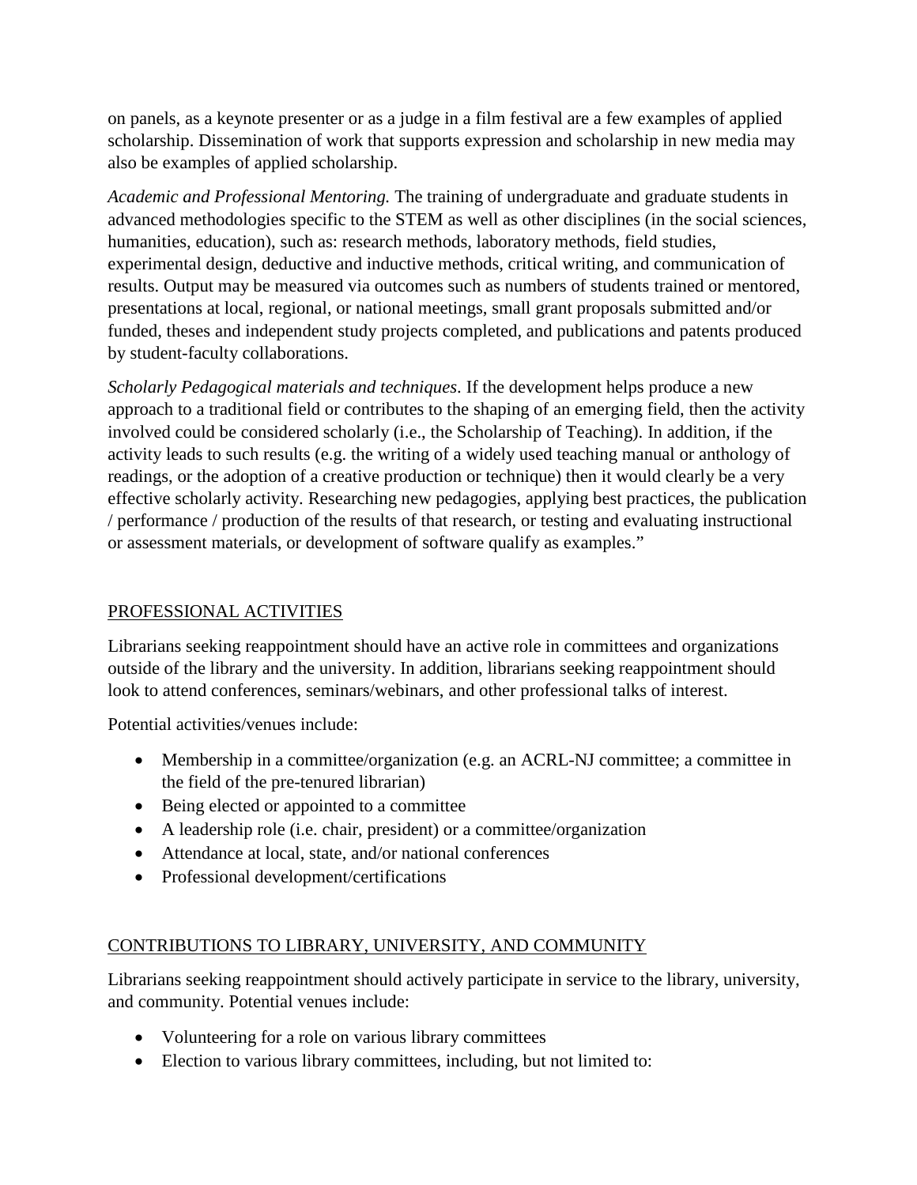on panels, as a keynote presenter or as a judge in a film festival are a few examples of applied scholarship. Dissemination of work that supports expression and scholarship in new media may also be examples of applied scholarship.

*Academic and Professional Mentoring.* The training of undergraduate and graduate students in advanced methodologies specific to the STEM as well as other disciplines (in the social sciences, humanities, education), such as: research methods, laboratory methods, field studies, experimental design, deductive and inductive methods, critical writing, and communication of results. Output may be measured via outcomes such as numbers of students trained or mentored, presentations at local, regional, or national meetings, small grant proposals submitted and/or funded, theses and independent study projects completed, and publications and patents produced by student-faculty collaborations.

*Scholarly Pedagogical materials and techniques*. If the development helps produce a new approach to a traditional field or contributes to the shaping of an emerging field, then the activity involved could be considered scholarly (i.e., the Scholarship of Teaching). In addition, if the activity leads to such results (e.g. the writing of a widely used teaching manual or anthology of readings, or the adoption of a creative production or technique) then it would clearly be a very effective scholarly activity. Researching new pedagogies, applying best practices, the publication / performance / production of the results of that research, or testing and evaluating instructional or assessment materials, or development of software qualify as examples."

## PROFESSIONAL ACTIVITIES

Librarians seeking reappointment should have an active role in committees and organizations outside of the library and the university. In addition, librarians seeking reappointment should look to attend conferences, seminars/webinars, and other professional talks of interest.

Potential activities/venues include:

- Membership in a committee/organization (e.g. an ACRL-NJ committee; a committee in the field of the pre-tenured librarian)
- Being elected or appointed to a committee
- A leadership role (i.e. chair, president) or a committee/organization
- Attendance at local, state, and/or national conferences
- Professional development/certifications

## CONTRIBUTIONS TO LIBRARY, UNIVERSITY, AND COMMUNITY

Librarians seeking reappointment should actively participate in service to the library, university, and community. Potential venues include:

- Volunteering for a role on various library committees
- Election to various library committees, including, but not limited to: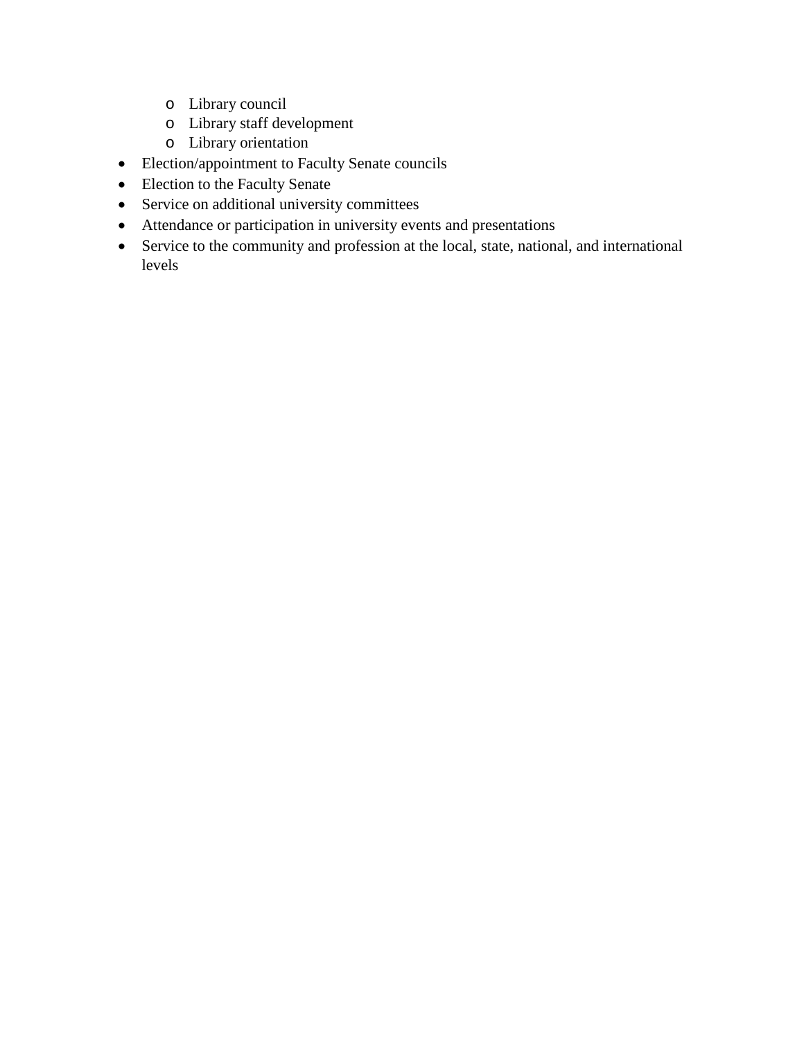- Library council
    - Library staff development
    - Library orientation
- Election/appointment to Faculty Senate councils
- Election to the Faculty Senate
- Service on additional university committees
- Attendance or participation in university events and presentations
- Service to the community and profession at the local, state, national, and international levels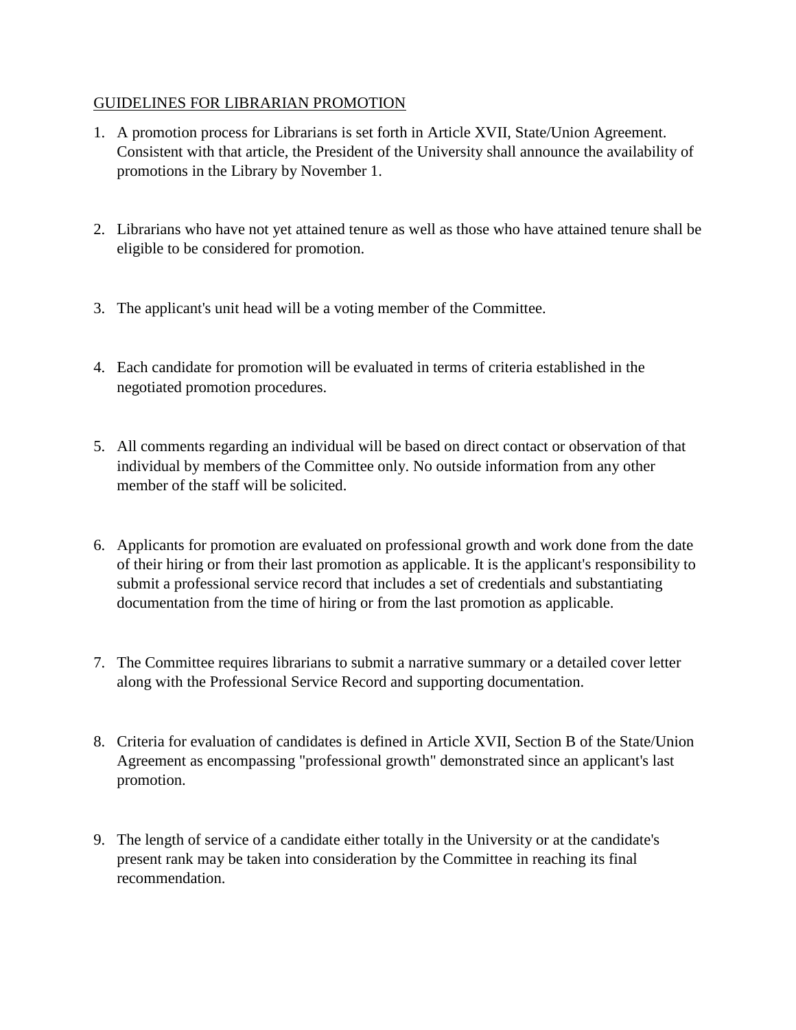GUIDELINES FOR LIBRARIAN PROMOTION

1. A promotion process for Librarians is set forth in Article XVII, State/Union Agreement. Consistent with that article, the President of the University shall announce the availability of promotions in the Library by November 1.

2. Librarians who have not yet attained tenure as well as those who have attained tenure shall be eligible to be considered for promotion.

3. The applicant's unit head will be a voting member of the Committee.

4. Each candidate for promotion will be evaluated in terms of criteria established in the negotiated promotion procedures.

5. All comments regarding an individual will be based on direct contact or observation of that individual by members of the Committee only. No outside information from any other member of the staff will be solicited.

6. Applicants for promotion are evaluated on professional growth and work done from the date of their hiring or from their last promotion as applicable. It is the applicant's responsibility to submit a professional service record that includes a set of credentials and substantiating documentation from the time of hiring or from the last promotion as applicable.

7. The Committee requires librarians to submit a narrative summary or a detailed cover letter along with the Professional Service Record and supporting documentation.

8. Criteria for evaluation of candidates is defined in Article XVII, Section B of the State/Union Agreement as encompassing "professional growth" demonstrated since an applicant's last promotion.

9. The length of service of a candidate either totally in the University or at the candidate's present rank may be taken into consideration by the Committee in reaching its final recommendation.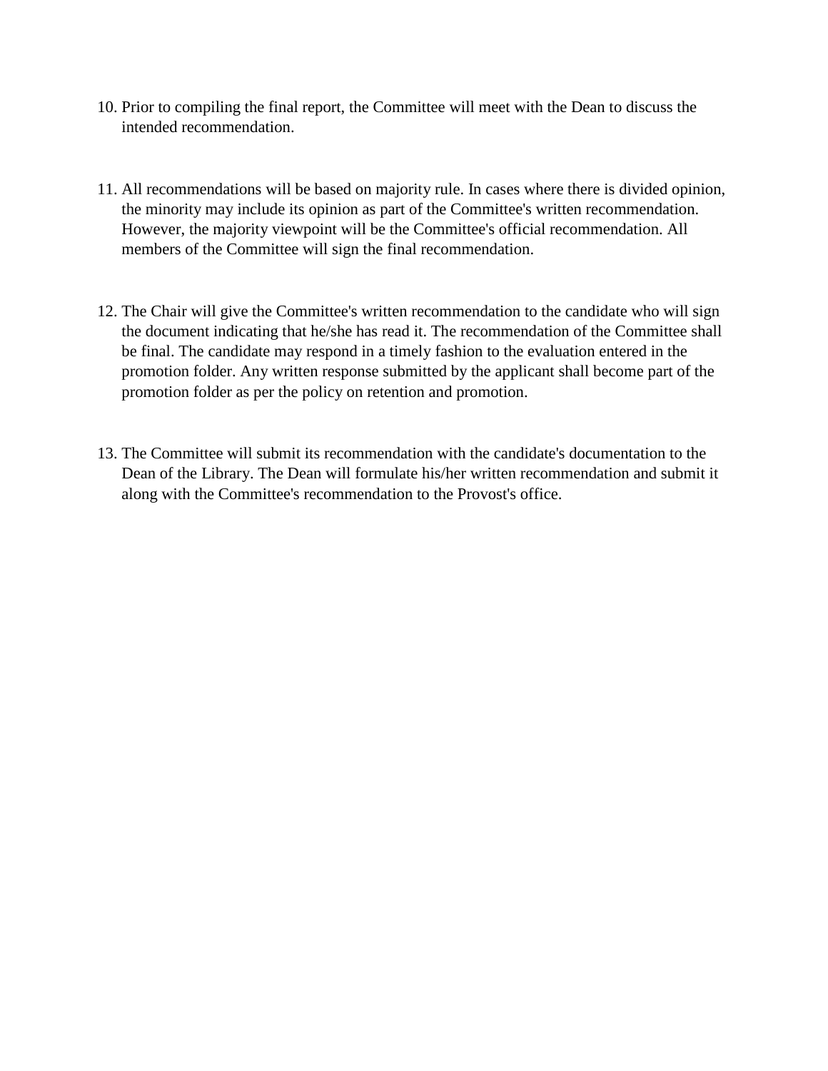10. Prior to compiling the final report, the Committee will meet with the Dean to discuss the intended recommendation.

11. All recommendations will be based on majority rule. In cases where there is divided opinion, the minority may include its opinion as part of the Committee's written recommendation. However, the majority viewpoint will be the Committee's official recommendation. All members of the Committee will sign the final recommendation.

12. The Chair will give the Committee's written recommendation to the candidate who will sign the document indicating that he/she has read it. The recommendation of the Committee shall be final. The candidate may respond in a timely fashion to the evaluation entered in the promotion folder. Any written response submitted by the applicant shall become part of the promotion folder as per the policy on retention and promotion.

13. The Committee will submit its recommendation with the candidate's documentation to the Dean of the Library. The Dean will formulate his/her written recommendation and submit it along with the Committee's recommendation to the Provost's office.